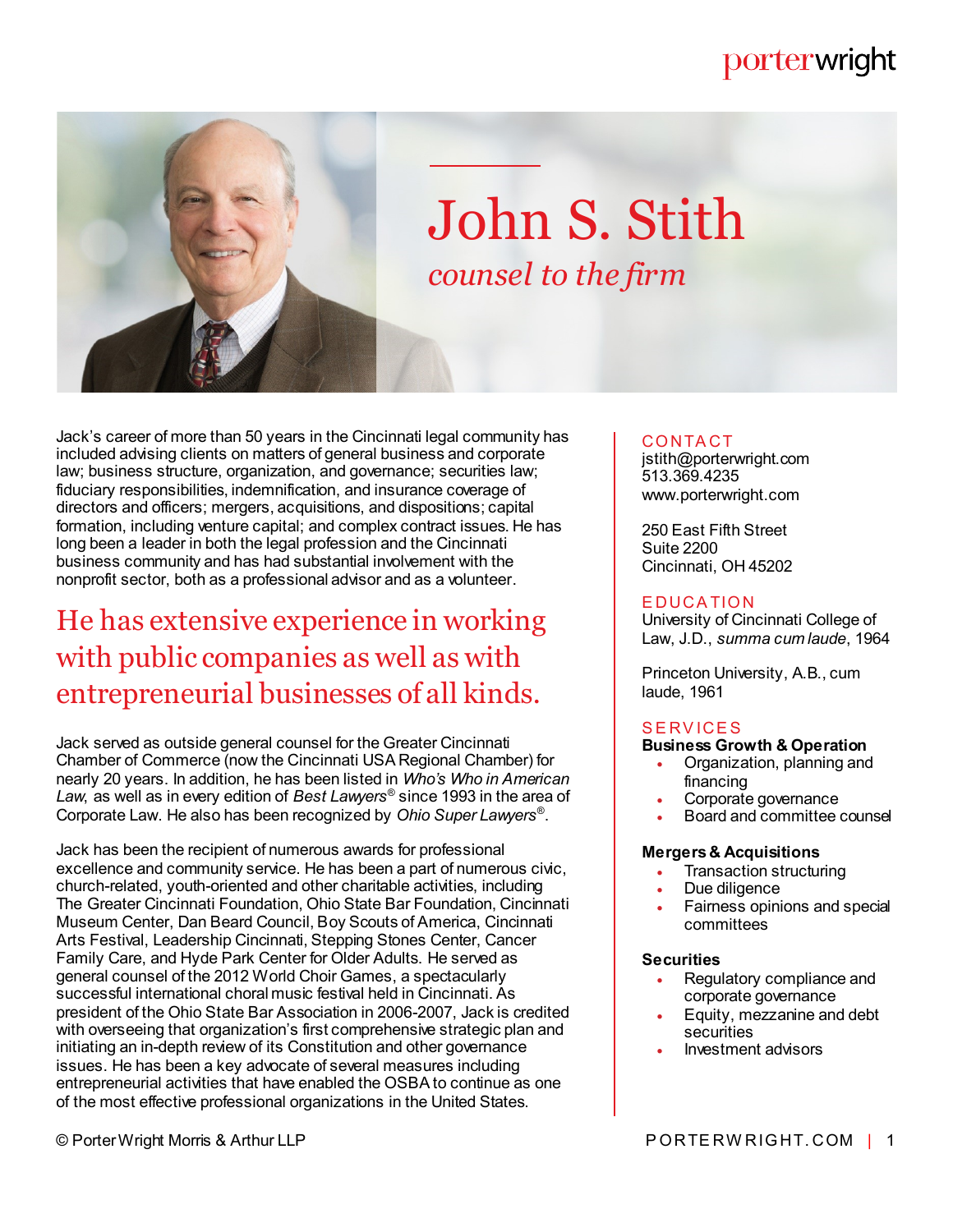# John S. Stith

*counsel to the firm*

Jack's career of more than 50 years in the Cincinnati legal community has included advising clients on matters of general business and corporate law; business structure, organization, and governance; securities law; fiduciary responsibilities, indemnification, and insurance coverage of directors and officers; mergers, acquisitions, and dispositions; capital formation, including venture capital; and complex contract issues. He has long been a leader in both the legal profession and the Cincinnati business community and has had substantial involvement with the nonprofit sector, both as a professional advisor and as a volunteer.

## He has extensive experience in working with public companies as well as with entrepreneurial businesses of all kinds.

Jack served as outside general counsel for the Greater Cincinnati Chamber of Commerce (now the Cincinnati USA Regional Chamber) for nearly 20 years. In addition, he has been listed in *Who's Who in American Law*, as well as in every edition of *Best Lawyers®* since 1993 in the area of Corporate Law. He also has been recognized by *Ohio Super Lawyers®*.

Jack has been the recipient of numerous awards for professional excellence and community service. He has been a part of numerous civic, church-related, youth-oriented and other charitable activities, including The Greater Cincinnati Foundation, Ohio State Bar Foundation, Cincinnati Museum Center, Dan Beard Council, Boy Scouts of America, Cincinnati Arts Festival, Leadership Cincinnati, Stepping Stones Center, Cancer Family Care, and Hyde Park Center for Older Adults. He served as general counsel of the 2012 World Choir Games, a spectacularly successful international choral music festival held in Cincinnati. As president of the Ohio State Bar Association in 2006-2007, Jack is credited with overseeing that organization's first comprehensive strategic plan and initiating an in-depth review of its Constitution and other governance issues. He has been a key advocate of several measures including entrepreneurial activities that have enabled the OSBA to continue as one of the most effective professional organizations in the United States.

### CONTACT

jstith@porterwright.com
513.369.4235
www.porterwright.com

250 East Fifth Street
Suite 2200
Cincinnati, OH 45202

### EDUCATION

University of Cincinnati College of Law, J.D., *summa cum laude*, 1964

Princeton University, A.B., cum laude, 1961

### SERVICES

**Business Growth & Operation**

- Organization, planning and financing
- Corporate governance
- Board and committee counsel

**Mergers & Acquisitions**

- Transaction structuring
- Due diligence
- Fairness opinions and special committees

**Securities**

- Regulatory compliance and corporate governance
- Equity, mezzanine and debt securities
- Investment advisors

© Porter Wright Morris & Arthur LLP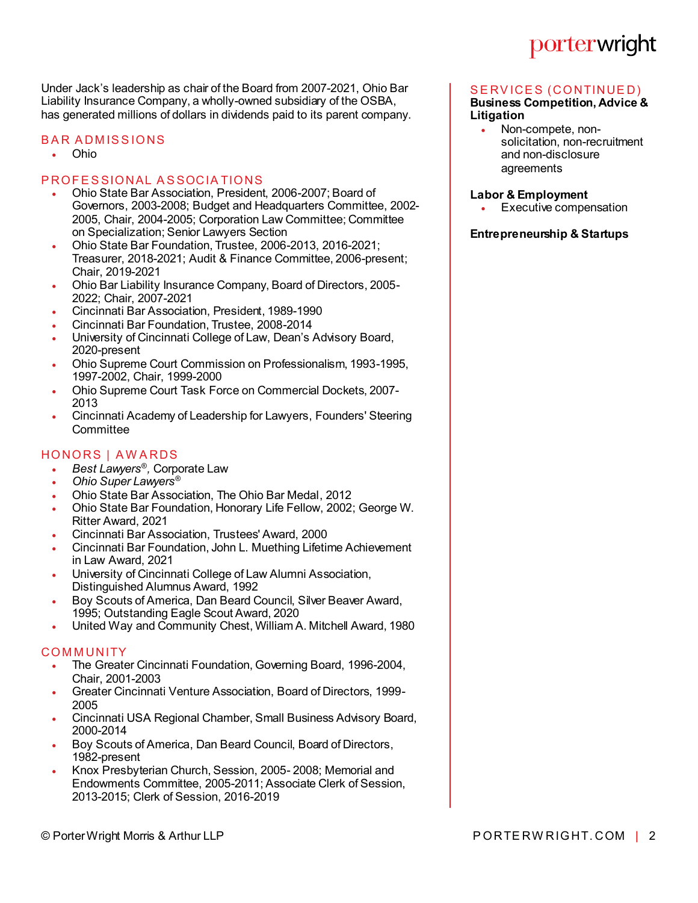Under Jack's leadership as chair of the Board from 2007-2021, Ohio Bar Liability Insurance Company, a wholly-owned subsidiary of the OSBA, has generated millions of dollars in dividends paid to its parent company.

## BAR ADMISSIONS

- Ohio

## PROFESSIONAL ASSOCIATIONS

- Ohio State Bar Association, President, 2006-2007; Board of Governors, 2003-2008; Budget and Headquarters Committee, 2002-2005, Chair, 2004-2005; Corporation Law Committee; Committee on Specialization; Senior Lawyers Section
- Ohio State Bar Foundation, Trustee, 2006-2013, 2016-2021; Treasurer, 2018-2021; Audit & Finance Committee, 2006-present; Chair, 2019-2021
- Ohio Bar Liability Insurance Company, Board of Directors, 2005-2022; Chair, 2007-2021
- Cincinnati Bar Association, President, 1989-1990
- Cincinnati Bar Foundation, Trustee, 2008-2014
- University of Cincinnati College of Law, Dean's Advisory Board, 2020-present
- Ohio Supreme Court Commission on Professionalism, 1993-1995, 1997-2002, Chair, 1999-2000
- Ohio Supreme Court Task Force on Commercial Dockets, 2007-2013
- Cincinnati Academy of Leadership for Lawyers, Founders' Steering Committee

## HONORS | AWARDS

- *Best Lawyers®*, Corporate Law
- *Ohio Super Lawyers®*
- Ohio State Bar Association, The Ohio Bar Medal, 2012
- Ohio State Bar Foundation, Honorary Life Fellow, 2002; George W. Ritter Award, 2021
- Cincinnati Bar Association, Trustees' Award, 2000
- Cincinnati Bar Foundation, John L. Muething Lifetime Achievement in Law Award, 2021
- University of Cincinnati College of Law Alumni Association, Distinguished Alumnus Award, 1992
- Boy Scouts of America, Dan Beard Council, Silver Beaver Award, 1995; Outstanding Eagle Scout Award, 2020
- United Way and Community Chest, William A. Mitchell Award, 1980

## COMMUNITY

- The Greater Cincinnati Foundation, Governing Board, 1996-2004, Chair, 2001-2003
- Greater Cincinnati Venture Association, Board of Directors, 1999-2005
- Cincinnati USA Regional Chamber, Small Business Advisory Board, 2000-2014
- Boy Scouts of America, Dan Beard Council, Board of Directors, 1982-present
- Knox Presbyterian Church, Session, 2005- 2008; Memorial and Endowments Committee, 2005-2011; Associate Clerk of Session, 2013-2015; Clerk of Session, 2016-2019

## SERVICES (CONTINUED)

**Business Competition, Advice & Litigation**

- Non-compete, non-solicitation, non-recruitment and non-disclosure agreements

**Labor & Employment**

- Executive compensation

**Entrepreneurship & Startups**

© Porter Wright Morris & Arthur LLP